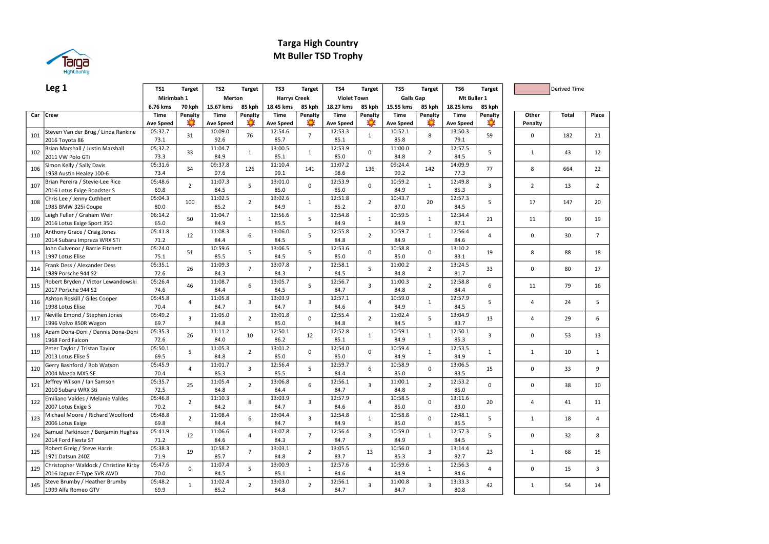# Targa High Country
## Mt Buller TSD Trophy

## Leg 1

Derived Time

| Car | Crew | TS1 Time | TS1 Target Penalty | TS2 Time | TS2 Target Penalty | TS3 Time | TS3 Target Penalty | TS4 Time | TS4 Target Penalty | TS5 Time | TS5 Target Penalty | TS6 Time | TS6 Target Penalty | Other Penalty | Total | Place |
|---|---|---|---|---|---|---|---|---|---|---|---|---|---|---|---|---|
| | | Mirimbah 1 | | Merton | | Harrys Creek | | Violet Town | | Galls Gap | | Mt Buller 1 | | | | |
| | | 6.76 kms | 70 kph | 15.67 kms | 85 kph | 18.45 kms | 85 kph | 18.27 kms | 85 kph | 15.55 kms | 85 kph | 18.25 kms | 85 kph | | | |
| | | Time / Ave Speed | Penalty | Time / Ave Speed | Penalty | Time / Ave Speed | Penalty | Time / Ave Speed | Penalty | Time / Ave Speed | Penalty | Time / Ave Speed | Penalty | | | |
| 101 | Steven Van der Brug / Linda Rankine 2016 Toyota 86 | 05:32.7 73.1 | 31 | 10:09.0 92.6 | 76 | 12:54.6 85.7 | 7 | 12:53.3 85.1 | 1 | 10:52.1 85.8 | 8 | 13:50.3 79.1 | 59 | 0 | 182 | 21 |
| 102 | Brian Marshall / Justin Marshall 2011 VW Polo GTi | 05:32.2 73.3 | 33 | 11:04.7 84.9 | 1 | 13:00.5 85.1 | 1 | 12:53.9 85.0 | 0 | 11:00.0 84.8 | 2 | 12:57.5 84.5 | 5 | 1 | 43 | 12 |
| 106 | Simon Kelly / Sally Davis 1958 Austin Healey 100-6 | 05:31.6 73.4 | 34 | 09:37.8 97.6 | 126 | 11:10.4 99.1 | 141 | 11:07.2 98.6 | 136 | 09:24.4 99.2 | 142 | 14:09.9 77.3 | 77 | 8 | 664 | 22 |
| 107 | Brian Pereira / Stevie-Lee Rice 2016 Lotus Exige Roadster S | 05:48.6 69.8 | 2 | 11:07.3 84.5 | 5 | 13:01.0 85.0 | 0 | 12:53.9 85.0 | 0 | 10:59.2 84.9 | 1 | 12:49.8 85.3 | 3 | 2 | 13 | 2 |
| 108 | Chris Lee / Jenny Cuthbert 1985 BMW 325i Coupe | 05:04.3 80.0 | 100 | 11:02.5 85.2 | 2 | 13:02.6 84.9 | 1 | 12:51.8 85.2 | 2 | 10:43.7 87.0 | 20 | 12:57.3 84.5 | 5 | 17 | 147 | 20 |
| 109 | Leigh Fuller / Graham Weir 2016 Lotus Exige Sport 350 | 06:14.2 65.0 | 50 | 11:04.7 84.9 | 1 | 12:56.6 85.5 | 5 | 12:54.8 84.9 | 1 | 10:59.5 84.9 | 1 | 12:34.4 87.1 | 21 | 11 | 90 | 19 |
| 110 | Anthony Grace / Craig Jones 2014 Subaru Impreza WRX STi | 05:41.8 71.2 | 12 | 11:08.3 84.4 | 6 | 13:06.0 84.5 | 5 | 12:55.8 84.8 | 2 | 10:59.7 84.9 | 1 | 12:56.4 84.6 | 4 | 0 | 30 | 7 |
| 113 | John Culvenor / Barrie Fitchett 1997 Lotus Elise | 05:24.0 75.1 | 51 | 10:59.6 85.5 | 5 | 13:06.5 84.5 | 5 | 12:53.6 85.0 | 0 | 10:58.8 85.0 | 0 | 13:10.2 83.1 | 19 | 8 | 88 | 18 |
| 114 | Frank Dess / Alexander Dess 1989 Porsche 944 S2 | 05:35.1 72.6 | 26 | 11:09.3 84.3 | 7 | 13:07.8 84.3 | 7 | 12:58.1 84.5 | 5 | 11:00.2 84.8 | 2 | 13:24.5 81.7 | 33 | 0 | 80 | 17 |
| 115 | Robert Bryden / Victor Lewandowski 2017 Porsche 944 S2 | 05:26.4 74.6 | 46 | 11:08.7 84.4 | 6 | 13:05.7 84.5 | 5 | 12:56.7 84.7 | 3 | 11:00.3 84.8 | 2 | 12:58.8 84.4 | 6 | 11 | 79 | 16 |
| 116 | Ashton Roskill / Giles Cooper 1998 Lotus Elise | 05:45.8 70.4 | 4 | 11:05.8 84.7 | 3 | 13:03.9 84.7 | 3 | 12:57.1 84.6 | 4 | 10:59.0 84.9 | 1 | 12:57.9 84.5 | 5 | 4 | 24 | 5 |
| 117 | Neville Emond / Stephen Jones 1996 Volvo 850R Wagon | 05:49.2 69.7 | 3 | 11:05.0 84.8 | 2 | 13:01.8 85.0 | 0 | 12:55.4 84.8 | 2 | 11:02.4 84.5 | 5 | 13:04.9 83.7 | 13 | 4 | 29 | 6 |
| 118 | Adam Dona-Doni / Dennis Dona-Doni 1968 Ford Falcon | 05:35.3 72.6 | 26 | 11:11.2 84.0 | 10 | 12:50.1 86.2 | 12 | 12:52.8 85.1 | 1 | 10:59.1 84.9 | 1 | 12:50.1 85.3 | 3 | 0 | 53 | 13 |
| 119 | Peter Taylor / Tristan Taylor 2013 Lotus Elise S | 05:50.1 69.5 | 5 | 11:05.3 84.8 | 2 | 13:01.2 85.0 | 0 | 12:54.0 85.0 | 0 | 10:59.4 84.9 | 1 | 12:53.5 84.9 | 1 | 1 | 10 | 1 |
| 120 | Gerry Bashford / Bob Watson 2004 Mazda MX5 SE | 05:45.9 70.4 | 4 | 11:01.7 85.3 | 3 | 12:56.4 85.5 | 5 | 12:59.7 84.4 | 6 | 10:58.9 85.0 | 0 | 13:06.5 83.5 | 15 | 0 | 33 | 9 |
| 121 | Jeffrey Wilson / Ian Samson 2010 Subaru WRX Sti | 05:35.7 72.5 | 25 | 11:05.4 84.8 | 2 | 13:06.8 84.4 | 6 | 12:56.1 84.7 | 3 | 11:00.1 84.8 | 2 | 12:53.2 85.0 | 0 | 0 | 38 | 10 |
| 122 | Emiliano Valdes / Melanie Valdes 2007 Lotus Exige S | 05:46.8 70.2 | 2 | 11:10.3 84.2 | 8 | 13:03.9 84.7 | 3 | 12:57.9 84.6 | 4 | 10:58.5 85.0 | 0 | 13:11.6 83.0 | 20 | 4 | 41 | 11 |
| 123 | Michael Moore / Richard Woolford 2006 Lotus Exige | 05:48.8 69.8 | 2 | 11:08.4 84.4 | 6 | 13:04.4 84.7 | 3 | 12:54.8 84.9 | 1 | 10:58.8 85.0 | 0 | 12:48.1 85.5 | 5 | 1 | 18 | 4 |
| 124 | Samuel Parkinson / Benjamin Hughes 2014 Ford Fiesta ST | 05:41.9 71.2 | 12 | 11:06.6 84.6 | 4 | 13:07.8 84.3 | 7 | 12:56.4 84.7 | 3 | 10:59.0 84.9 | 1 | 12:57.3 84.5 | 5 | 0 | 32 | 8 |
| 125 | Robert Greig / Steve Harris 1971 Datsun 240Z | 05:38.3 71.9 | 19 | 10:58.2 85.7 | 7 | 13:03.1 84.8 | 2 | 13:05.5 83.7 | 13 | 10:56.0 85.3 | 3 | 13:14.4 82.7 | 23 | 1 | 68 | 15 |
| 129 | Christopher Waldock / Christine Kirby 2016 Jaguar F-Type SVR AWD | 05:47.6 70.0 | 0 | 11:07.4 84.5 | 5 | 13:00.9 85.1 | 1 | 12:57.6 84.6 | 4 | 10:59.6 84.9 | 1 | 12:56.3 84.6 | 4 | 0 | 15 | 3 |
| 145 | Steve Brumby / Heather Brumby 1999 Alfa Romeo GTV | 05:48.2 69.9 | 1 | 11:02.4 85.2 | 2 | 13:03.0 84.8 | 2 | 12:56.1 84.7 | 3 | 11:00.8 84.7 | 3 | 13:33.3 80.8 | 42 | 1 | 54 | 14 |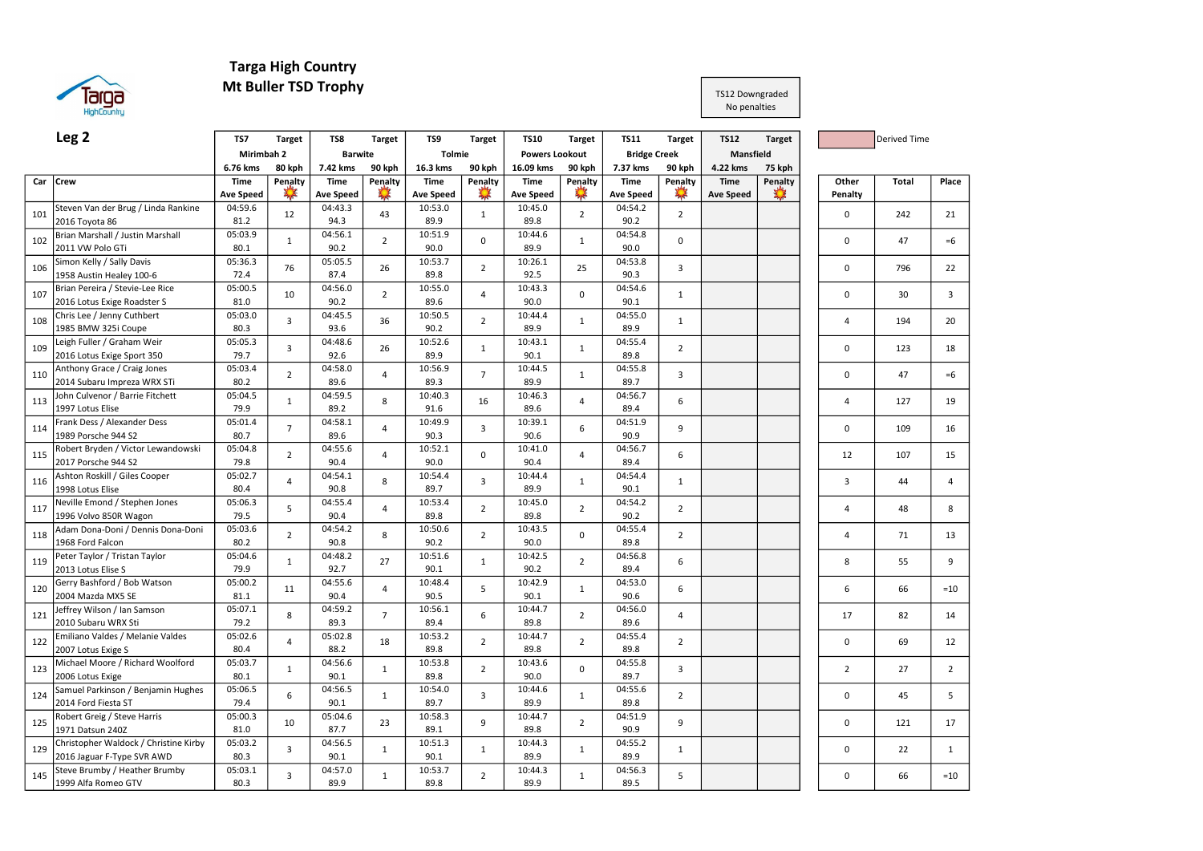# Targa High Country
## Mt Buller TSD Trophy

TS12 Downgraded
No penalties

## Leg 2

Derived Time (legend)

| Car | Crew | TS7 Mirimbah 2 6.76 kms Time / Ave Speed | Target 80 kph Penalty | TS8 Barwite 7.42 kms Time / Ave Speed | Target 90 kph Penalty | TS9 Tolmie 16.3 kms Time / Ave Speed | Target 90 kph Penalty | TS10 Powers Lookout 16.09 kms Time / Ave Speed | Target 90 kph Penalty | TS11 Bridge Creek 7.37 kms Time / Ave Speed | Target 90 kph Penalty | TS12 Mansfield 4.22 kms Time / Ave Speed | Target 75 kph Penalty | Other Penalty | Total | Place |
|---|---|---|---|---|---|---|---|---|---|---|---|---|---|---|---|---|
| 101 | Steven Van der Brug / Linda Rankine 2016 Toyota 86 | 04:59.6 81.2 | 12 | 04:43.3 94.3 | 43 | 10:53.0 89.9 | 1 | 10:45.0 89.8 | 2 | 04:54.2 90.2 | 2 | | | 0 | 242 | 21 |
| 102 | Brian Marshall / Justin Marshall 2011 VW Polo GTi | 05:03.9 80.1 | 1 | 04:56.1 90.2 | 2 | 10:51.9 90.0 | 0 | 10:44.6 89.9 | 1 | 04:54.8 90.0 | 0 | | | 0 | 47 | =6 |
| 106 | Simon Kelly / Sally Davis 1958 Austin Healey 100-6 | 05:36.3 72.4 | 76 | 05:05.5 87.4 | 26 | 10:53.7 89.8 | 2 | 10:26.1 92.5 | 25 | 04:53.8 90.3 | 3 | | | 0 | 796 | 22 |
| 107 | Brian Pereira / Stevie-Lee Rice 2016 Lotus Exige Roadster S | 05:00.5 81.0 | 10 | 04:56.0 90.2 | 2 | 10:55.0 89.6 | 4 | 10:43.3 90.0 | 0 | 04:54.6 90.1 | 1 | | | 0 | 30 | 3 |
| 108 | Chris Lee / Jenny Cuthbert 1985 BMW 325i Coupe | 05:03.0 80.3 | 3 | 04:45.5 93.6 | 36 | 10:50.5 90.2 | 2 | 10:44.4 89.9 | 1 | 04:55.0 89.9 | 1 | | | 4 | 194 | 20 |
| 109 | Leigh Fuller / Graham Weir 2016 Lotus Exige Sport 350 | 05:05.3 79.7 | 3 | 04:48.6 92.6 | 26 | 10:52.6 89.9 | 1 | 10:43.1 90.1 | 1 | 04:55.4 89.8 | 2 | | | 0 | 123 | 18 |
| 110 | Anthony Grace / Craig Jones 2014 Subaru Impreza WRX STi | 05:03.4 80.2 | 2 | 04:58.0 89.6 | 4 | 10:56.9 89.3 | 7 | 10:44.5 89.9 | 1 | 04:55.8 89.7 | 3 | | | 0 | 47 | =6 |
| 113 | John Culvenor / Barrie Fitchett 1997 Lotus Elise | 05:04.5 79.9 | 1 | 04:59.5 89.2 | 8 | 10:40.3 91.6 | 16 | 10:46.3 89.6 | 4 | 04:56.7 89.4 | 6 | | | 4 | 127 | 19 |
| 114 | Frank Dess / Alexander Dess 1989 Porsche 944 S2 | 05:01.4 80.7 | 7 | 04:58.1 89.6 | 4 | 10:49.9 90.3 | 3 | 10:39.1 90.6 | 6 | 04:51.9 90.9 | 9 | | | 0 | 109 | 16 |
| 115 | Robert Bryden / Victor Lewandowski 2017 Porsche 944 S2 | 05:04.8 79.8 | 2 | 04:55.6 90.4 | 4 | 10:52.1 90.0 | 0 | 10:41.0 90.4 | 4 | 04:56.7 89.4 | 6 | | | 12 | 107 | 15 |
| 116 | Ashton Roskill / Giles Cooper 1998 Lotus Elise | 05:02.7 80.4 | 4 | 04:54.1 90.8 | 8 | 10:54.4 89.7 | 3 | 10:44.4 89.9 | 1 | 04:54.4 90.1 | 1 | | | 3 | 44 | 4 |
| 117 | Neville Emond / Stephen Jones 1996 Volvo 850R Wagon | 05:06.3 79.5 | 5 | 04:55.4 90.4 | 4 | 10:53.4 89.8 | 2 | 10:45.0 89.8 | 2 | 04:54.2 90.2 | 2 | | | 4 | 48 | 8 |
| 118 | Adam Dona-Doni / Dennis Dona-Doni 1968 Ford Falcon | 05:03.6 80.2 | 2 | 04:54.2 90.8 | 8 | 10:50.6 90.2 | 2 | 10:43.5 90.0 | 0 | 04:55.4 89.8 | 2 | | | 4 | 71 | 13 |
| 119 | Peter Taylor / Tristan Taylor 2013 Lotus Elise S | 05:04.6 79.9 | 1 | 04:48.2 92.7 | 27 | 10:51.6 90.1 | 1 | 10:42.5 90.2 | 2 | 04:56.8 89.4 | 6 | | | 8 | 55 | 9 |
| 120 | Gerry Bashford / Bob Watson 2004 Mazda MX5 SE | 05:00.2 81.1 | 11 | 04:55.6 90.4 | 4 | 10:48.4 90.5 | 5 | 10:42.9 90.1 | 1 | 04:53.0 90.6 | 6 | | | 6 | 66 | =10 |
| 121 | Jeffrey Wilson / Ian Samson 2010 Subaru WRX Sti | 05:07.1 79.2 | 8 | 04:59.2 89.3 | 7 | 10:56.1 89.4 | 6 | 10:44.7 89.8 | 2 | 04:56.0 89.6 | 4 | | | 17 | 82 | 14 |
| 122 | Emiliano Valdes / Melanie Valdes 2007 Lotus Exige S | 05:02.6 80.4 | 4 | 05:02.8 88.2 | 18 | 10:53.2 89.8 | 2 | 10:44.7 89.8 | 2 | 04:55.4 89.8 | 2 | | | 0 | 69 | 12 |
| 123 | Michael Moore / Richard Woolford 2006 Lotus Exige | 05:03.7 80.1 | 1 | 04:56.6 90.1 | 1 | 10:53.8 89.8 | 2 | 10:43.6 90.0 | 0 | 04:55.8 89.7 | 3 | | | 2 | 27 | 2 |
| 124 | Samuel Parkinson / Benjamin Hughes 2014 Ford Fiesta ST | 05:06.5 79.4 | 6 | 04:56.5 90.1 | 1 | 10:54.0 89.7 | 3 | 10:44.6 89.9 | 1 | 04:55.6 89.8 | 2 | | | 0 | 45 | 5 |
| 125 | Robert Greig / Steve Harris 1971 Datsun 240Z | 05:00.3 81.0 | 10 | 05:04.6 87.7 | 23 | 10:58.3 89.1 | 9 | 10:44.7 89.8 | 2 | 04:51.9 90.9 | 9 | | | 0 | 121 | 17 |
| 129 | Christopher Waldock / Christine Kirby 2016 Jaguar F-Type SVR AWD | 05:03.2 80.3 | 3 | 04:56.5 90.1 | 1 | 10:51.3 90.1 | 1 | 10:44.3 89.9 | 1 | 04:55.2 89.9 | 1 | | | 0 | 22 | 1 |
| 145 | Steve Brumby / Heather Brumby 1999 Alfa Romeo GTV | 05:03.1 80.3 | 3 | 04:57.0 89.9 | 1 | 10:53.7 89.8 | 2 | 10:44.3 89.9 | 1 | 04:56.3 89.5 | 5 | | | 0 | 66 | =10 |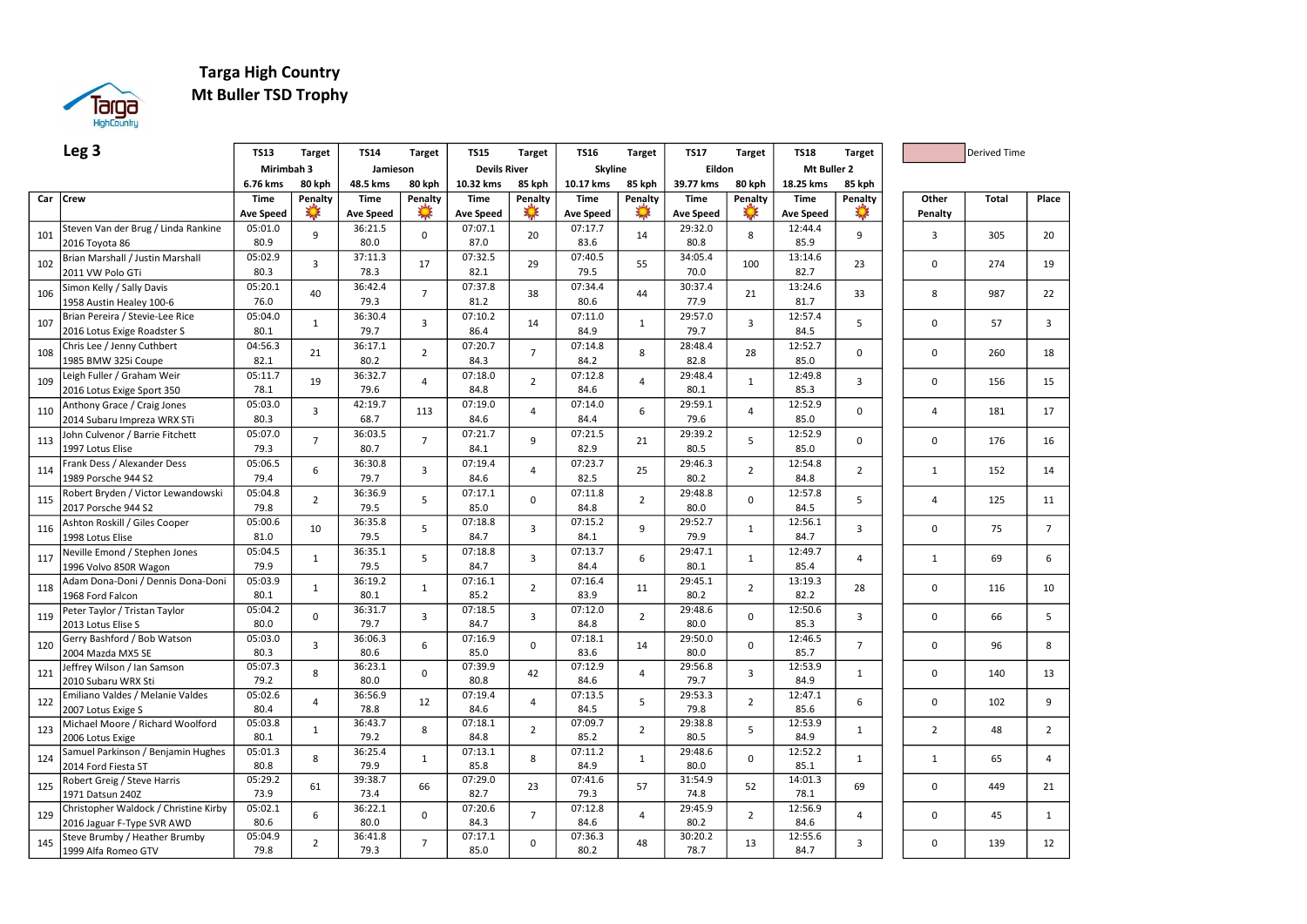# Targa High Country
## Mt Buller TSD Trophy

## Leg 3

| | | Derived Time |
|---|---|---|

| Car | Crew | TS13 Mirimbah 3 6.76 kms Time / Ave Speed | Target 80 kph Penalty | TS14 Jamieson 48.5 kms Time / Ave Speed | Target 80 kph Penalty | TS15 Devils River 10.32 kms Time / Ave Speed | Target 85 kph Penalty | TS16 Skyline 10.17 kms Time / Ave Speed | Target 85 kph Penalty | TS17 Eildon 39.77 kms Time / Ave Speed | Target 80 kph Penalty | TS18 Mt Buller 2 18.25 kms Time / Ave Speed | Target 85 kph Penalty | Other Penalty | Total | Place |
|---|---|---|---|---|---|---|---|---|---|---|---|---|---|---|---|---|
| 101 | Steven Van der Brug / Linda Rankine 2016 Toyota 86 | 05:01.0 80.9 | 9 | 36:21.5 80.0 | 0 | 07:07.1 87.0 | 20 | 07:17.7 83.6 | 14 | 29:32.0 80.8 | 8 | 12:44.4 85.9 | 9 | 3 | 305 | 20 |
| 102 | Brian Marshall / Justin Marshall 2011 VW Polo GTi | 05:02.9 80.3 | 3 | 37:11.3 78.3 | 17 | 07:32.5 82.1 | 29 | 07:40.5 79.5 | 55 | 34:05.4 70.0 | 100 | 13:14.6 82.7 | 23 | 0 | 274 | 19 |
| 106 | Simon Kelly / Sally Davis 1958 Austin Healey 100-6 | 05:20.1 76.0 | 40 | 36:42.4 79.3 | 7 | 07:37.8 81.2 | 38 | 07:34.4 80.6 | 44 | 30:37.4 77.9 | 21 | 13:24.6 81.7 | 33 | 8 | 987 | 22 |
| 107 | Brian Pereira / Stevie-Lee Rice 2016 Lotus Exige Roadster S | 05:04.0 80.1 | 1 | 36:30.4 79.7 | 3 | 07:10.2 86.4 | 14 | 07:11.0 84.9 | 1 | 29:57.0 79.7 | 3 | 12:57.4 84.5 | 5 | 0 | 57 | 3 |
| 108 | Chris Lee / Jenny Cuthbert 1985 BMW 325i Coupe | 04:56.3 82.1 | 21 | 36:17.1 80.2 | 2 | 07:20.7 84.3 | 7 | 07:14.8 84.2 | 8 | 28:48.4 82.8 | 28 | 12:52.7 85.0 | 0 | 0 | 260 | 18 |
| 109 | Leigh Fuller / Graham Weir 2016 Lotus Exige Sport 350 | 05:11.7 78.1 | 19 | 36:32.7 79.6 | 4 | 07:18.0 84.8 | 2 | 07:12.8 84.6 | 4 | 29:48.4 80.1 | 1 | 12:49.8 85.3 | 3 | 0 | 156 | 15 |
| 110 | Anthony Grace / Craig Jones 2014 Subaru Impreza WRX STi | 05:03.0 80.3 | 3 | 42:19.7 68.7 | 113 | 07:19.0 84.6 | 4 | 07:14.0 84.4 | 6 | 29:59.1 79.6 | 4 | 12:52.9 85.0 | 0 | 4 | 181 | 17 |
| 113 | John Culvenor / Barrie Fitchett 1997 Lotus Elise | 05:07.0 79.3 | 7 | 36:03.5 80.7 | 7 | 07:21.7 84.1 | 9 | 07:21.5 82.9 | 21 | 29:39.2 80.5 | 5 | 12:52.9 85.0 | 0 | 0 | 176 | 16 |
| 114 | Frank Dess / Alexander Dess 1989 Porsche 944 S2 | 05:06.5 79.4 | 6 | 36:30.8 79.7 | 3 | 07:19.4 84.6 | 4 | 07:23.7 82.5 | 25 | 29:46.3 80.2 | 2 | 12:54.8 84.8 | 2 | 1 | 152 | 14 |
| 115 | Robert Bryden / Victor Lewandowski 2017 Porsche 944 S2 | 05:04.8 79.8 | 2 | 36:36.9 79.5 | 5 | 07:17.1 85.0 | 0 | 07:11.8 84.8 | 2 | 29:48.8 80.0 | 0 | 12:57.8 84.5 | 5 | 4 | 125 | 11 |
| 116 | Ashton Roskill / Giles Cooper 1998 Lotus Elise | 05:00.6 81.0 | 10 | 36:35.8 79.5 | 5 | 07:18.8 84.7 | 3 | 07:15.2 84.1 | 9 | 29:52.7 79.9 | 1 | 12:56.1 84.7 | 3 | 0 | 75 | 7 |
| 117 | Neville Emond / Stephen Jones 1996 Volvo 850R Wagon | 05:04.5 79.9 | 1 | 36:35.1 79.5 | 5 | 07:18.8 84.7 | 3 | 07:13.7 84.4 | 6 | 29:47.1 80.1 | 1 | 12:49.7 85.4 | 4 | 1 | 69 | 6 |
| 118 | Adam Dona-Doni / Dennis Dona-Doni 1968 Ford Falcon | 05:03.9 80.1 | 1 | 36:19.2 80.1 | 1 | 07:16.1 85.2 | 2 | 07:16.4 83.9 | 11 | 29:45.1 80.2 | 2 | 13:19.3 82.2 | 28 | 0 | 116 | 10 |
| 119 | Peter Taylor / Tristan Taylor 2013 Lotus Elise S | 05:04.2 80.0 | 0 | 36:31.7 79.7 | 3 | 07:18.5 84.7 | 3 | 07:12.0 84.8 | 2 | 29:48.6 80.0 | 0 | 12:50.6 85.3 | 3 | 0 | 66 | 5 |
| 120 | Gerry Bashford / Bob Watson 2004 Mazda MX5 SE | 05:03.0 80.3 | 3 | 36:06.3 80.6 | 6 | 07:16.9 85.0 | 0 | 07:18.1 83.6 | 14 | 29:50.0 80.0 | 0 | 12:46.5 85.7 | 7 | 0 | 96 | 8 |
| 121 | Jeffrey Wilson / Ian Samson 2010 Subaru WRX Sti | 05:07.3 79.2 | 8 | 36:23.1 80.0 | 0 | 07:39.9 80.8 | 42 | 07:12.9 84.6 | 4 | 29:56.8 79.7 | 3 | 12:53.9 84.9 | 1 | 0 | 140 | 13 |
| 122 | Emiliano Valdes / Melanie Valdes 2007 Lotus Exige S | 05:02.6 80.4 | 4 | 36:56.9 78.8 | 12 | 07:19.4 84.6 | 4 | 07:13.5 84.5 | 5 | 29:53.3 79.8 | 2 | 12:47.1 85.6 | 6 | 0 | 102 | 9 |
| 123 | Michael Moore / Richard Woolford 2006 Lotus Exige | 05:03.8 80.1 | 1 | 36:43.7 79.2 | 8 | 07:18.1 84.8 | 2 | 07:09.7 85.2 | 2 | 29:38.8 80.5 | 5 | 12:53.9 84.9 | 1 | 2 | 48 | 2 |
| 124 | Samuel Parkinson / Benjamin Hughes 2014 Ford Fiesta ST | 05:01.3 80.8 | 8 | 36:25.4 79.9 | 1 | 07:13.1 85.8 | 8 | 07:11.2 84.9 | 1 | 29:48.6 80.0 | 0 | 12:52.2 85.1 | 1 | 1 | 65 | 4 |
| 125 | Robert Greig / Steve Harris 1971 Datsun 240Z | 05:29.2 73.9 | 61 | 39:38.7 73.4 | 66 | 07:29.0 82.7 | 23 | 07:41.6 79.3 | 57 | 31:54.9 74.8 | 52 | 14:01.3 78.1 | 69 | 0 | 449 | 21 |
| 129 | Christopher Waldock / Christine Kirby 2016 Jaguar F-Type SVR AWD | 05:02.1 80.6 | 6 | 36:22.1 80.0 | 0 | 07:20.6 84.3 | 7 | 07:12.8 84.6 | 4 | 29:45.9 80.2 | 2 | 12:56.9 84.6 | 4 | 0 | 45 | 1 |
| 145 | Steve Brumby / Heather Brumby 1999 Alfa Romeo GTV | 05:04.9 79.8 | 2 | 36:41.8 79.3 | 7 | 07:17.1 85.0 | 0 | 07:36.3 80.2 | 48 | 30:20.2 78.7 | 13 | 12:55.6 84.7 | 3 | 0 | 139 | 12 |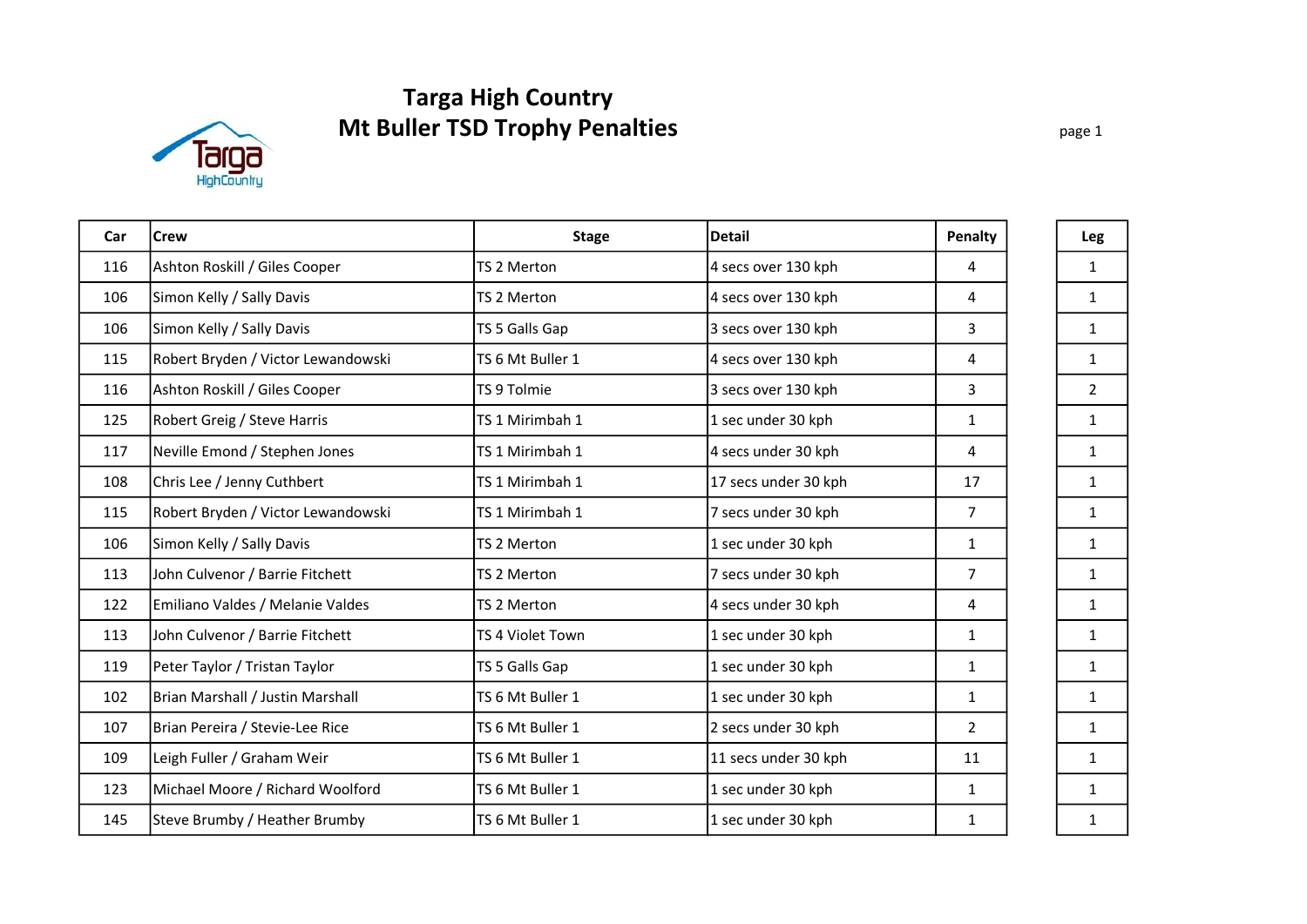# Targa High Country
## Mt Buller TSD Trophy Penalties

| Car | Crew | Stage | Detail | Penalty | Leg |
|---|---|---|---|---|---|
| 116 | Ashton Roskill / Giles Cooper | TS 2 Merton | 4 secs over 130 kph | 4 | 1 |
| 106 | Simon Kelly / Sally Davis | TS 2 Merton | 4 secs over 130 kph | 4 | 1 |
| 106 | Simon Kelly / Sally Davis | TS 5 Galls Gap | 3 secs over 130 kph | 3 | 1 |
| 115 | Robert Bryden / Victor Lewandowski | TS 6 Mt Buller 1 | 4 secs over 130 kph | 4 | 1 |
| 116 | Ashton Roskill / Giles Cooper | TS 9 Tolmie | 3 secs over 130 kph | 3 | 2 |
| 125 | Robert Greig / Steve Harris | TS 1 Mirimbah 1 | 1 sec under 30 kph | 1 | 1 |
| 117 | Neville Emond / Stephen Jones | TS 1 Mirimbah 1 | 4 secs under 30 kph | 4 | 1 |
| 108 | Chris Lee / Jenny Cuthbert | TS 1 Mirimbah 1 | 17 secs under 30 kph | 17 | 1 |
| 115 | Robert Bryden / Victor Lewandowski | TS 1 Mirimbah 1 | 7 secs under 30 kph | 7 | 1 |
| 106 | Simon Kelly / Sally Davis | TS 2 Merton | 1 sec under 30 kph | 1 | 1 |
| 113 | John Culvenor / Barrie Fitchett | TS 2 Merton | 7 secs under 30 kph | 7 | 1 |
| 122 | Emiliano Valdes / Melanie Valdes | TS 2 Merton | 4 secs under 30 kph | 4 | 1 |
| 113 | John Culvenor / Barrie Fitchett | TS 4 Violet Town | 1 sec under 30 kph | 1 | 1 |
| 119 | Peter Taylor / Tristan Taylor | TS 5 Galls Gap | 1 sec under 30 kph | 1 | 1 |
| 102 | Brian Marshall / Justin Marshall | TS 6 Mt Buller 1 | 1 sec under 30 kph | 1 | 1 |
| 107 | Brian Pereira / Stevie-Lee Rice | TS 6 Mt Buller 1 | 2 secs under 30 kph | 2 | 1 |
| 109 | Leigh Fuller / Graham Weir | TS 6 Mt Buller 1 | 11 secs under 30 kph | 11 | 1 |
| 123 | Michael Moore / Richard Woolford | TS 6 Mt Buller 1 | 1 sec under 30 kph | 1 | 1 |
| 145 | Steve Brumby / Heather Brumby | TS 6 Mt Buller 1 | 1 sec under 30 kph | 1 | 1 |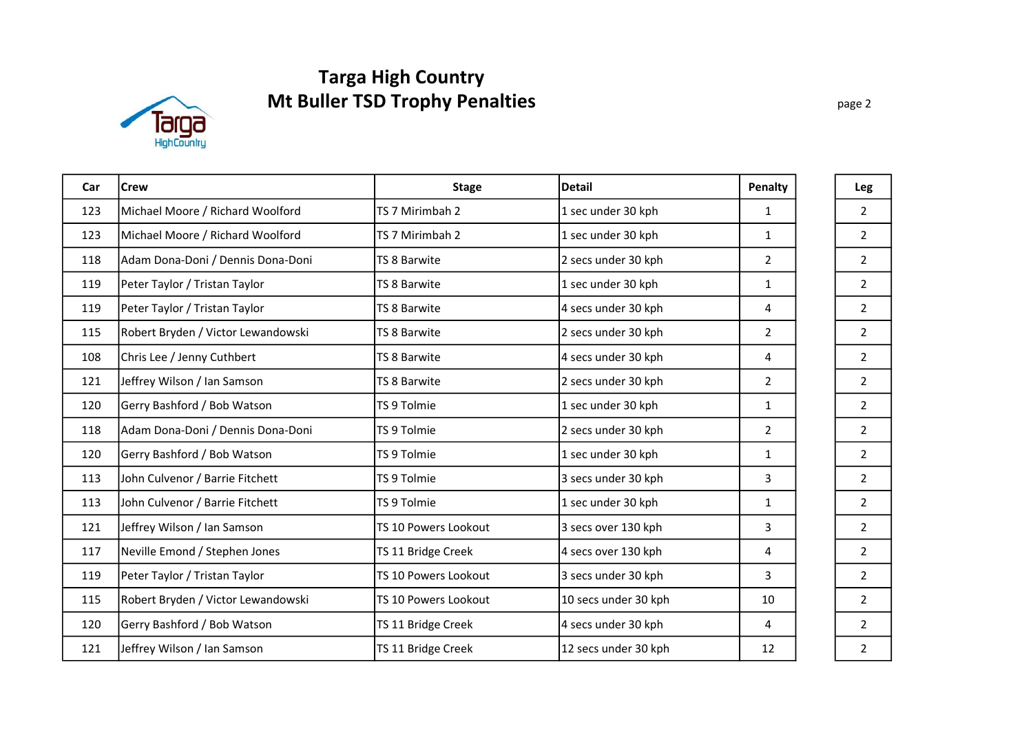# Targa High Country
## Mt Buller TSD Trophy Penalties

| Car | Crew | Stage | Detail | Penalty | Leg |
|---|---|---|---|---|---|
| 123 | Michael Moore / Richard Woolford | TS 7 Mirimbah 2 | 1 sec under 30 kph | 1 | 2 |
| 123 | Michael Moore / Richard Woolford | TS 7 Mirimbah 2 | 1 sec under 30 kph | 1 | 2 |
| 118 | Adam Dona-Doni / Dennis Dona-Doni | TS 8 Barwite | 2 secs under 30 kph | 2 | 2 |
| 119 | Peter Taylor / Tristan Taylor | TS 8 Barwite | 1 sec under 30 kph | 1 | 2 |
| 119 | Peter Taylor / Tristan Taylor | TS 8 Barwite | 4 secs under 30 kph | 4 | 2 |
| 115 | Robert Bryden / Victor Lewandowski | TS 8 Barwite | 2 secs under 30 kph | 2 | 2 |
| 108 | Chris Lee / Jenny Cuthbert | TS 8 Barwite | 4 secs under 30 kph | 4 | 2 |
| 121 | Jeffrey Wilson / Ian Samson | TS 8 Barwite | 2 secs under 30 kph | 2 | 2 |
| 120 | Gerry Bashford / Bob Watson | TS 9 Tolmie | 1 sec under 30 kph | 1 | 2 |
| 118 | Adam Dona-Doni / Dennis Dona-Doni | TS 9 Tolmie | 2 secs under 30 kph | 2 | 2 |
| 120 | Gerry Bashford / Bob Watson | TS 9 Tolmie | 1 sec under 30 kph | 1 | 2 |
| 113 | John Culvenor / Barrie Fitchett | TS 9 Tolmie | 3 secs under 30 kph | 3 | 2 |
| 113 | John Culvenor / Barrie Fitchett | TS 9 Tolmie | 1 sec under 30 kph | 1 | 2 |
| 121 | Jeffrey Wilson / Ian Samson | TS 10 Powers Lookout | 3 secs over 130 kph | 3 | 2 |
| 117 | Neville Emond / Stephen Jones | TS 11 Bridge Creek | 4 secs over 130 kph | 4 | 2 |
| 119 | Peter Taylor / Tristan Taylor | TS 10 Powers Lookout | 3 secs under 30 kph | 3 | 2 |
| 115 | Robert Bryden / Victor Lewandowski | TS 10 Powers Lookout | 10 secs under 30 kph | 10 | 2 |
| 120 | Gerry Bashford / Bob Watson | TS 11 Bridge Creek | 4 secs under 30 kph | 4 | 2 |
| 121 | Jeffrey Wilson / Ian Samson | TS 11 Bridge Creek | 12 secs under 30 kph | 12 | 2 |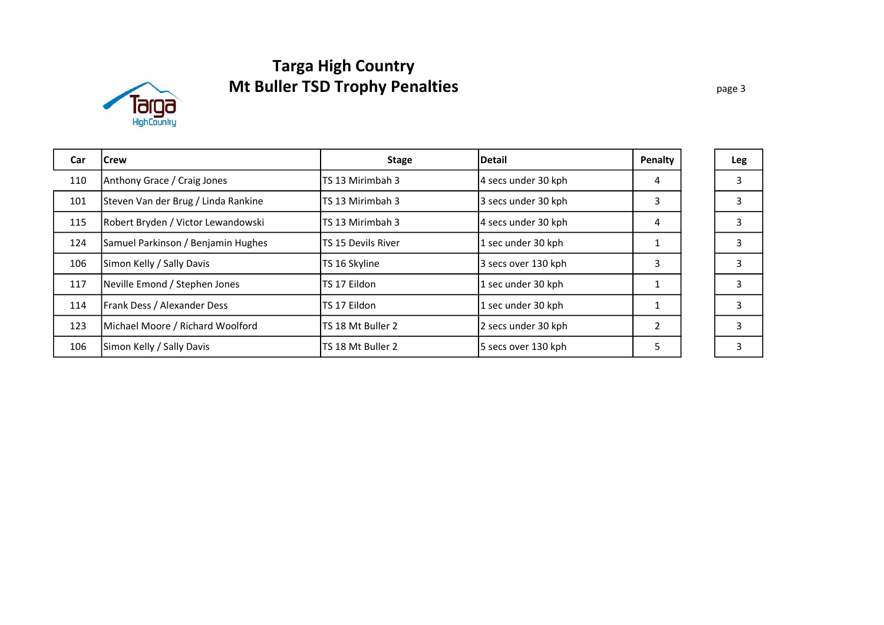# Targa High Country

## Mt Buller TSD Trophy Penalties

| Car | Crew | Stage | Detail | Penalty | Leg |
|---|---|---|---|---|---|
| 110 | Anthony Grace / Craig Jones | TS 13 Mirimbah 3 | 4 secs under 30 kph | 4 | 3 |
| 101 | Steven Van der Brug / Linda Rankine | TS 13 Mirimbah 3 | 3 secs under 30 kph | 3 | 3 |
| 115 | Robert Bryden / Victor Lewandowski | TS 13 Mirimbah 3 | 4 secs under 30 kph | 4 | 3 |
| 124 | Samuel Parkinson / Benjamin Hughes | TS 15 Devils River | 1 sec under 30 kph | 1 | 3 |
| 106 | Simon Kelly / Sally Davis | TS 16 Skyline | 3 secs over 130 kph | 3 | 3 |
| 117 | Neville Emond / Stephen Jones | TS 17 Eildon | 1 sec under 30 kph | 1 | 3 |
| 114 | Frank Dess / Alexander Dess | TS 17 Eildon | 1 sec under 30 kph | 1 | 3 |
| 123 | Michael Moore / Richard Woolford | TS 18 Mt Buller 2 | 2 secs under 30 kph | 2 | 3 |
| 106 | Simon Kelly / Sally Davis | TS 18 Mt Buller 2 | 5 secs over 130 kph | 5 | 3 |